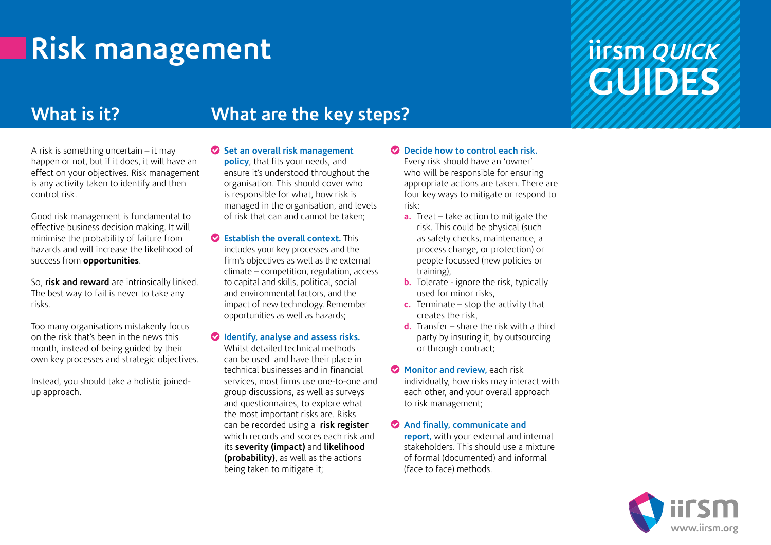# Risk management

iirsm *QUICK* GUIDES

## What is it?

A risk is something uncertain – it may happen or not, but if it does, it will have an effect on your objectives. Risk management is any activity taken to identify and then control risk.

Good risk management is fundamental to effective business decision making. It will minimise the probability of failure from hazards and will increase the likelihood of success from **opportunities**.

So, **risk and reward** are intrinsically linked. The best way to fail is never to take any risks.

Too many organisations mistakenly focus on the risk that's been in the news this month, instead of being guided by their own key processes and strategic objectives.

Instead, you should take a holistic joined-up approach.

## What are the key steps?

- **Set an overall risk management policy**, that fits your needs, and ensure it's understood throughout the organisation. This should cover who is responsible for what, how risk is managed in the organisation, and levels of risk that can and cannot be taken;

- **Establish the overall context.** This includes your key processes and the firm's objectives as well as the external climate – competition, regulation, access to capital and skills, political, social and environmental factors, and the impact of new technology. Remember opportunities as well as hazards;

- **Identify, analyse and assess risks.** Whilst detailed technical methods can be used and have their place in technical businesses and in financial services, most firms use one-to-one and group discussions, as well as surveys and questionnaires, to explore what the most important risks are. Risks can be recorded using a **risk register** which records and scores each risk and its **severity (impact)** and **likelihood (probability)**, as well as the actions being taken to mitigate it;

- **Decide how to control each risk.** Every risk should have an 'owner' who will be responsible for ensuring appropriate actions are taken. There are four key ways to mitigate or respond to risk:
  - a. Treat – take action to mitigate the risk. This could be physical (such as safety checks, maintenance, a process change, or protection) or people focussed (new policies or training),
  - b. Tolerate - ignore the risk, typically used for minor risks,
  - c. Terminate – stop the activity that creates the risk,
  - d. Transfer – share the risk with a third party by insuring it, by outsourcing or through contract;

- **Monitor and review,** each risk individually, how risks may interact with each other, and your overall approach to risk management;

- **And finally, communicate and report,** with your external and internal stakeholders. This should use a mixture of formal (documented) and informal (face to face) methods.

iirsm www.iirsm.org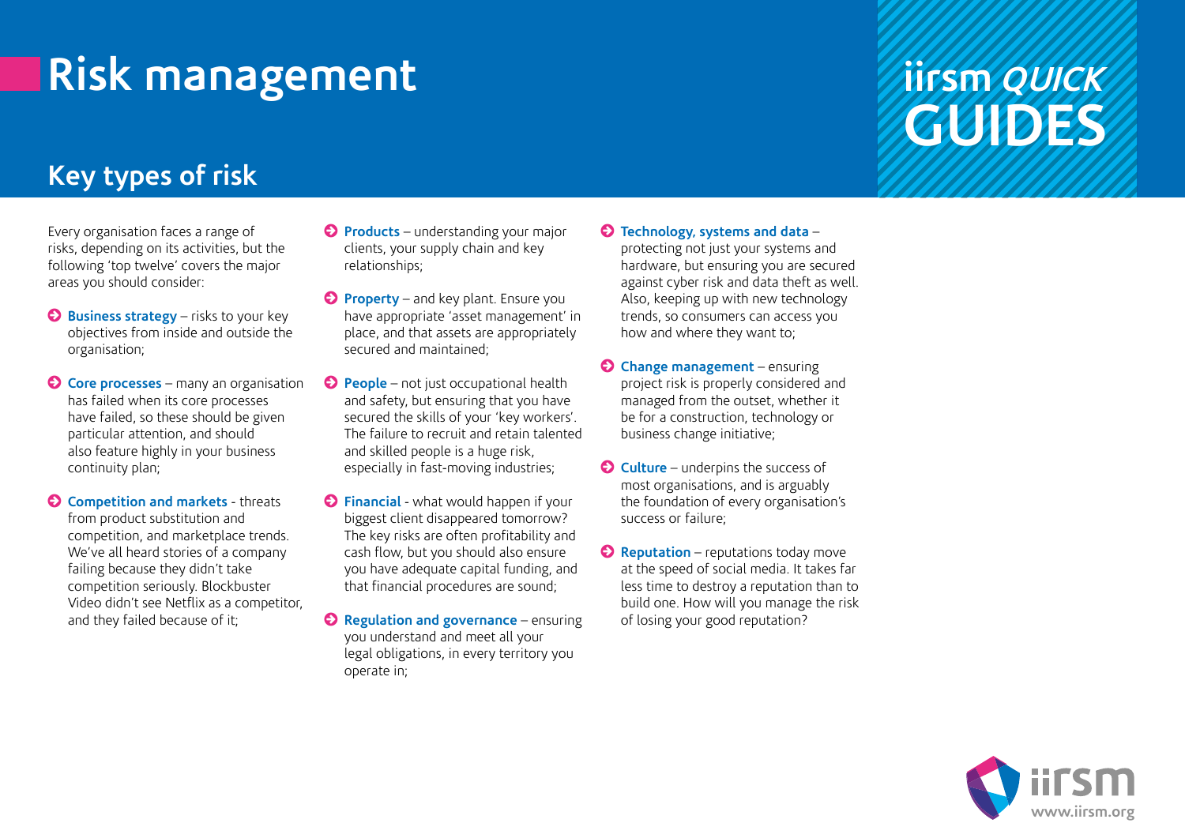# Risk management

## Key types of risk

Every organisation faces a range of risks, depending on its activities, but the following 'top twelve' covers the major areas you should consider:

- **Business strategy** – risks to your key objectives from inside and outside the organisation;
- **Core processes** – many an organisation has failed when its core processes have failed, so these should be given particular attention, and should also feature highly in your business continuity plan;
- **Competition and markets** - threats from product substitution and competition, and marketplace trends. We've all heard stories of a company failing because they didn't take competition seriously. Blockbuster Video didn't see Netflix as a competitor, and they failed because of it;
- **Products** – understanding your major clients, your supply chain and key relationships;
- **Property** – and key plant. Ensure you have appropriate 'asset management' in place, and that assets are appropriately secured and maintained;
- **People** – not just occupational health and safety, but ensuring that you have secured the skills of your 'key workers'. The failure to recruit and retain talented and skilled people is a huge risk, especially in fast-moving industries;
- **Financial** - what would happen if your biggest client disappeared tomorrow? The key risks are often profitability and cash flow, but you should also ensure you have adequate capital funding, and that financial procedures are sound;
- **Regulation and governance** – ensuring you understand and meet all your legal obligations, in every territory you operate in;
- **Technology, systems and data** – protecting not just your systems and hardware, but ensuring you are secured against cyber risk and data theft as well. Also, keeping up with new technology trends, so consumers can access you how and where they want to;
- **Change management** – ensuring project risk is properly considered and managed from the outset, whether it be for a construction, technology or business change initiative;
- **Culture** – underpins the success of most organisations, and is arguably the foundation of every organisation's success or failure;
- **Reputation** – reputations today move at the speed of social media. It takes far less time to destroy a reputation than to build one. How will you manage the risk of losing your good reputation?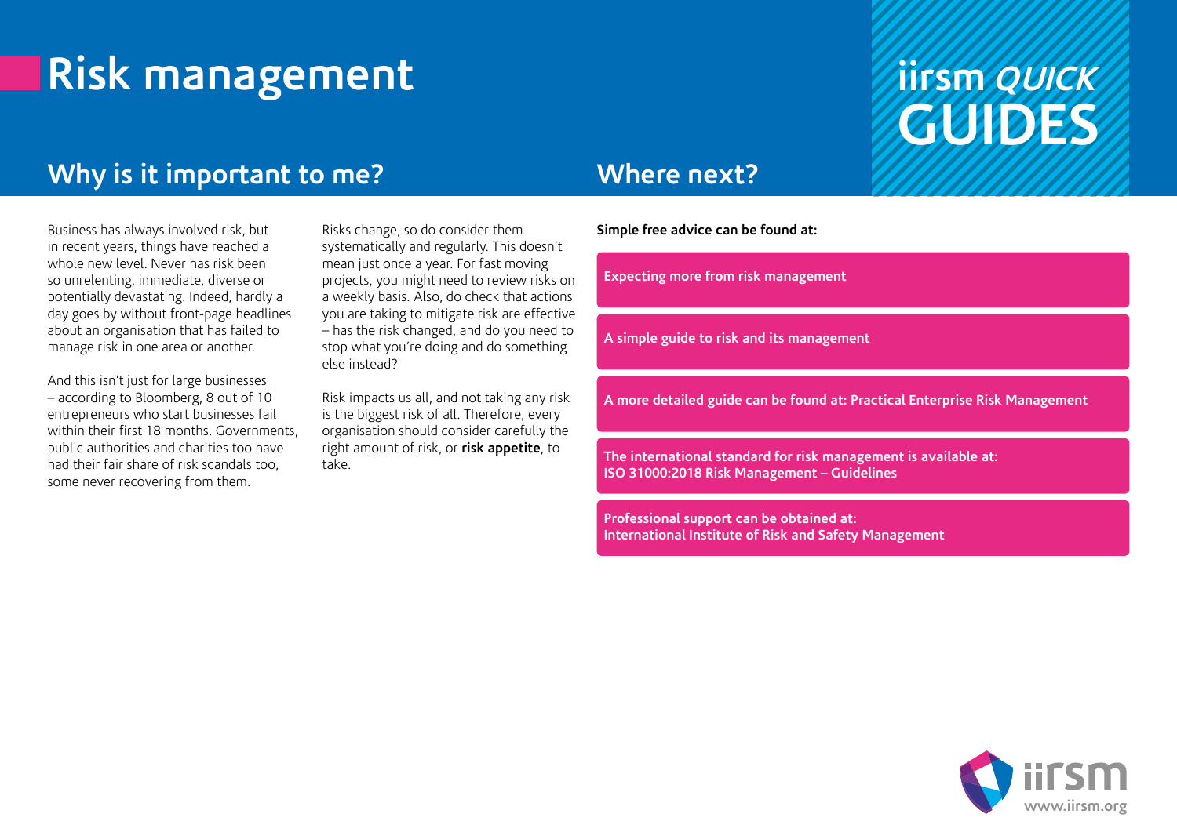# Risk management

iirsm *QUICK* GUIDES

## Why is it important to me?

Business has always involved risk, but in recent years, things have reached a whole new level. Never has risk been so unrelenting, immediate, diverse or potentially devastating. Indeed, hardly a day goes by without front-page headlines about an organisation that has failed to manage risk in one area or another.

And this isn't just for large businesses – according to Bloomberg, 8 out of 10 entrepreneurs who start businesses fail within their first 18 months. Governments, public authorities and charities too have had their fair share of risk scandals too, some never recovering from them.

Risks change, so do consider them systematically and regularly. This doesn't mean just once a year. For fast moving projects, you might need to review risks on a weekly basis. Also, do check that actions you are taking to mitigate risk are effective – has the risk changed, and do you need to stop what you're doing and do something else instead?

Risk impacts us all, and not taking any risk is the biggest risk of all. Therefore, every organisation should consider carefully the right amount of risk, or **risk appetite**, to take.

## Where next?

**Simple free advice can be found at:**

**Expecting more from risk management**

**A simple guide to risk and its management**

**A more detailed guide can be found at: Practical Enterprise Risk Management**

**The international standard for risk management is available at:**
**ISO 31000:2018 Risk Management – Guidelines**

**Professional support can be obtained at:**
**International Institute of Risk and Safety Management**

iirsm
www.iirsm.org